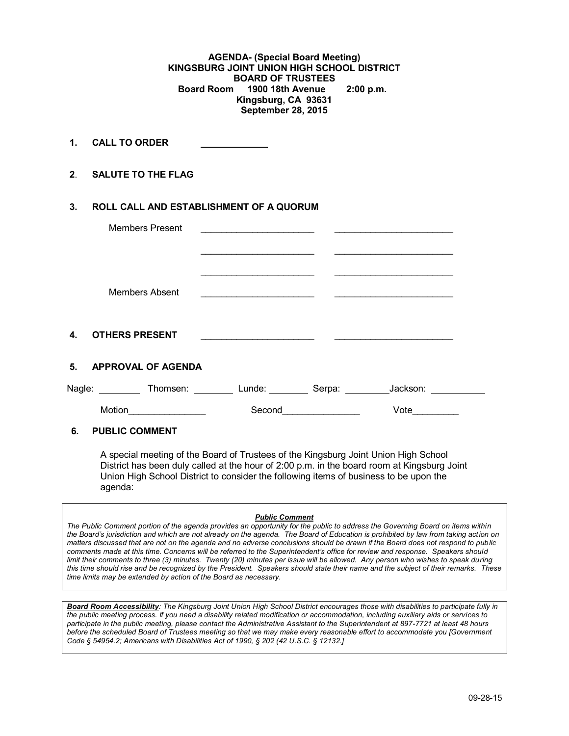**AGENDA- (Special Board Meeting)**
**KINGSBURG JOINT UNION HIGH SCHOOL DISTRICT**
**BOARD OF TRUSTEES**
**Board Room 1900 18th Avenue 2:00 p.m.**
**Kingsburg, CA 93631**
**September 28, 2015**

**1. CALL TO ORDER** ____________

**2. SALUTE TO THE FLAG**

**3. ROLL CALL AND ESTABLISHMENT OF A QUORUM**

Members Present ______________________ ______________________

______________________ ______________________

______________________ ______________________

Members Absent ______________________ ______________________

**4. OTHERS PRESENT** ______________________ ______________________

**5. APPROVAL OF AGENDA**

Nagle: ________ Thomsen: ________ Lunde: ________ Serpa: ________ Jackson: __________

Motion_______________ Second_______________ Vote_________

**6. PUBLIC COMMENT**

A special meeting of the Board of Trustees of the Kingsburg Joint Union High School District has been duly called at the hour of 2:00 p.m. in the board room at Kingsburg Joint Union High School District to consider the following items of business to be upon the agenda:

***Public Comment***

*The Public Comment portion of the agenda provides an opportunity for the public to address the Governing Board on items within the Board's jurisdiction and which are not already on the agenda. The Board of Education is prohibited by law from taking action on matters discussed that are not on the agenda and no adverse conclusions should be drawn if the Board does not respond to public comments made at this time. Concerns will be referred to the Superintendent's office for review and response. Speakers should limit their comments to three (3) minutes. Twenty (20) minutes per issue will be allowed. Any person who wishes to speak during this time should rise and be recognized by the President. Speakers should state their name and the subject of their remarks. These time limits may be extended by action of the Board as necessary.*

***Board Room Accessibility****: The Kingsburg Joint Union High School District encourages those with disabilities to participate fully in the public meeting process. If you need a disability related modification or accommodation, including auxiliary aids or services to participate in the public meeting, please contact the Administrative Assistant to the Superintendent at 897-7721 at least 48 hours before the scheduled Board of Trustees meeting so that we may make every reasonable effort to accommodate you [Government Code § 54954.2; Americans with Disabilities Act of 1990, § 202 (42 U.S.C. § 12132.]*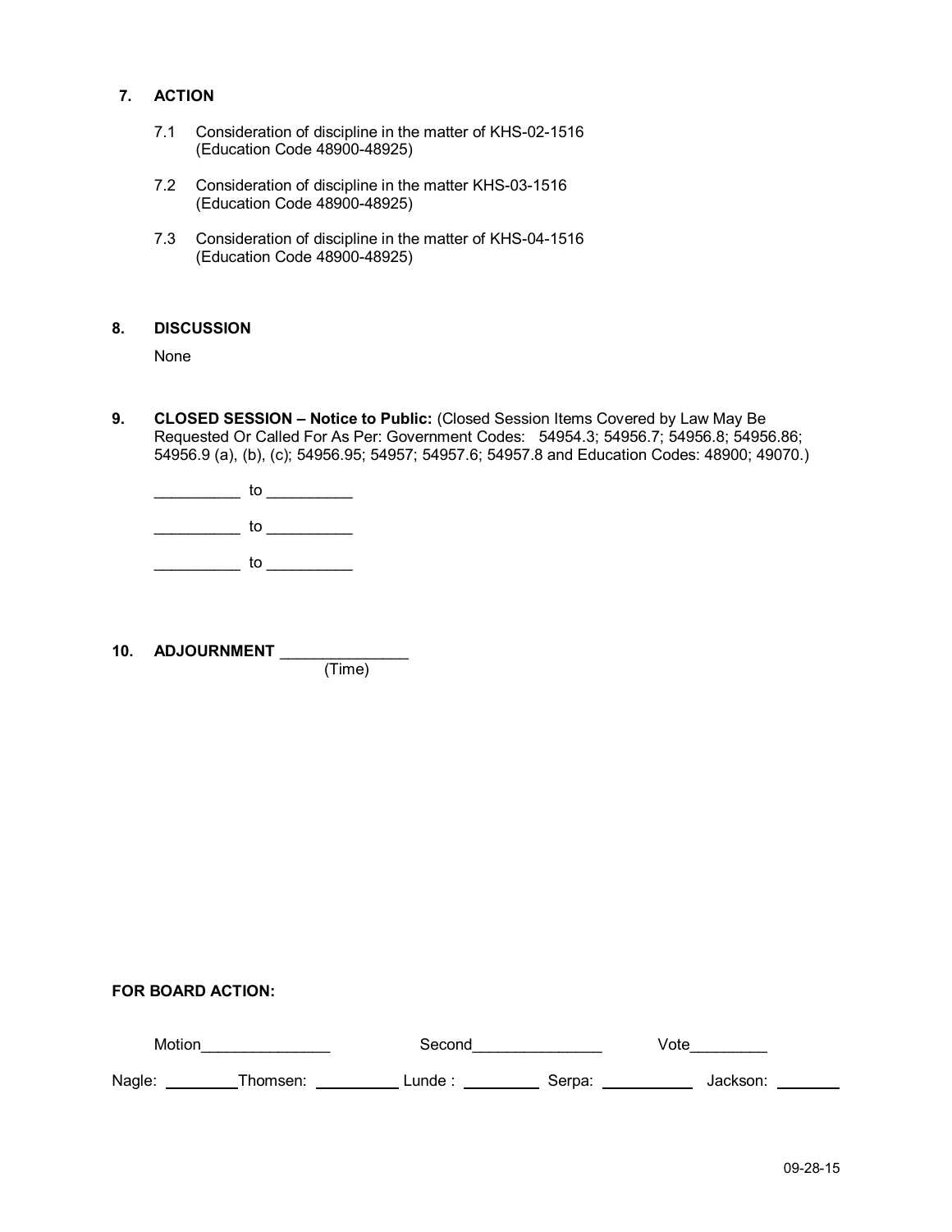## 7. ACTION

7.1 Consideration of discipline in the matter of KHS-02-1516 (Education Code 48900-48925)

7.2 Consideration of discipline in the matter KHS-03-1516 (Education Code 48900-48925)

7.3 Consideration of discipline in the matter of KHS-04-1516 (Education Code 48900-48925)

## 8. DISCUSSION

None

## 9. CLOSED SESSION – Notice to Public: (Closed Session Items Covered by Law May Be Requested Or Called For As Per: Government Codes: 54954.3; 54956.7; 54956.8; 54956.86; 54956.9 (a), (b), (c); 54956.95; 54957; 54957.6; 54957.8 and Education Codes: 48900; 49070.)

__________ to __________

__________ to __________

__________ to __________

## 10. ADJOURNMENT ______________
(Time)

**FOR BOARD ACTION:**

Motion_______________ Second_______________ Vote_________

Nagle: _________ Thomsen: __________ Lunde : _________ Serpa: ___________ Jackson: ________

09-28-15